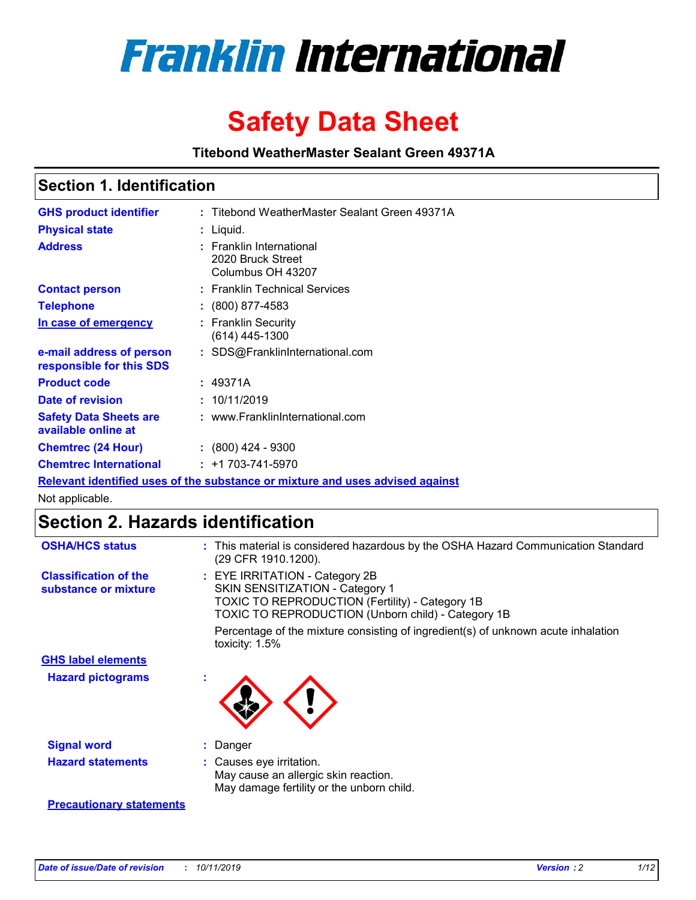# Franklin International

# Safety Data Sheet

**Titebond WeatherMaster Sealant Green 49371A**

## Section 1. Identification

| | | |
|---|---|---|
| **GHS product identifier** | : | Titebond WeatherMaster Sealant Green 49371A |
| **Physical state** | : | Liquid. |
| **Address** | : | Franklin International<br>2020 Bruck Street<br>Columbus OH 43207 |
| **Contact person** | : | Franklin Technical Services |
| **Telephone** | : | (800) 877-4583 |
| **In case of emergency** | : | Franklin Security<br>(614) 445-1300 |
| **e-mail address of person responsible for this SDS** | : | SDS@FranklinInternational.com |
| **Product code** | : | 49371A |
| **Date of revision** | : | 10/11/2019 |
| **Safety Data Sheets are available online at** | : | www.FranklinInternational.com |
| **Chemtrec (24 Hour)** | : | (800) 424 - 9300 |
| **Chemtrec International** | : | +1 703-741-5970 |

**Relevant identified uses of the substance or mixture and uses advised against**

Not applicable.

## Section 2. Hazards identification

| | | |
|---|---|---|
| **OSHA/HCS status** | : | This material is considered hazardous by the OSHA Hazard Communication Standard (29 CFR 1910.1200). |
| **Classification of the substance or mixture** | : | EYE IRRITATION - Category 2B<br>SKIN SENSITIZATION - Category 1<br>TOXIC TO REPRODUCTION (Fertility) - Category 1B<br>TOXIC TO REPRODUCTION (Unborn child) - Category 1B |
| | | Percentage of the mixture consisting of ingredient(s) of unknown acute inhalation toxicity: 1.5% |

**GHS label elements**

| | | |
|---|---|---|
| **Hazard pictograms** | : | |
| **Signal word** | : | Danger |
| **Hazard statements** | : | Causes eye irritation.<br>May cause an allergic skin reaction.<br>May damage fertility or the unborn child. |

**Precautionary statements**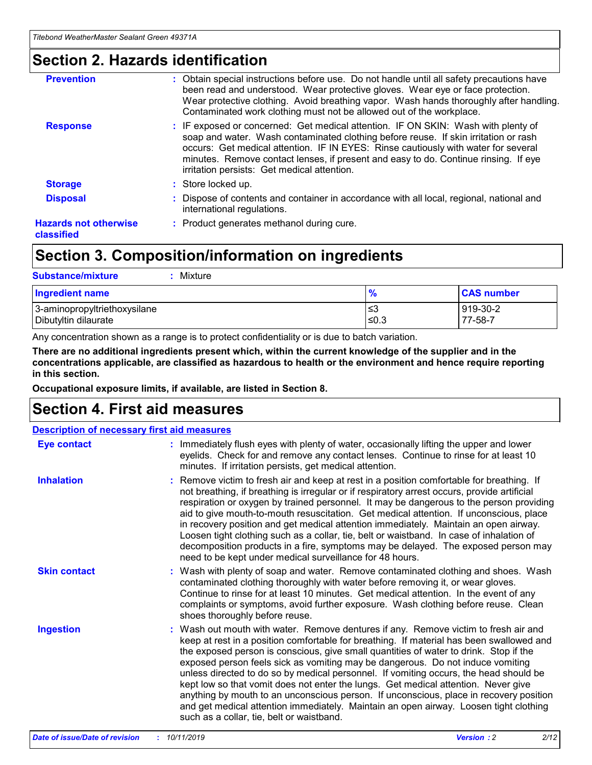# Section 2. Hazards identification

**Prevention** : Obtain special instructions before use. Do not handle until all safety precautions have been read and understood. Wear protective gloves. Wear eye or face protection. Wear protective clothing. Avoid breathing vapor. Wash hands thoroughly after handling. Contaminated work clothing must not be allowed out of the workplace.

**Response** : IF exposed or concerned: Get medical attention. IF ON SKIN: Wash with plenty of soap and water. Wash contaminated clothing before reuse. If skin irritation or rash occurs: Get medical attention. IF IN EYES: Rinse cautiously with water for several minutes. Remove contact lenses, if present and easy to do. Continue rinsing. If eye irritation persists: Get medical attention.

**Storage** : Store locked up.

**Disposal** : Dispose of contents and container in accordance with all local, regional, national and international regulations.

**Hazards not otherwise classified** : Product generates methanol during cure.

# Section 3. Composition/information on ingredients

**Substance/mixture** : Mixture

| Ingredient name | % | CAS number |
|---|---|---|
| 3-aminopropyltriethoxysilane | ≤3 | 919-30-2 |
| Dibutyltin dilaurate | ≤0.3 | 77-58-7 |

Any concentration shown as a range is to protect confidentiality or is due to batch variation.

**There are no additional ingredients present which, within the current knowledge of the supplier and in the concentrations applicable, are classified as hazardous to health or the environment and hence require reporting in this section.**

**Occupational exposure limits, if available, are listed in Section 8.**

# Section 4. First aid measures

## Description of necessary first aid measures

**Eye contact** : Immediately flush eyes with plenty of water, occasionally lifting the upper and lower eyelids. Check for and remove any contact lenses. Continue to rinse for at least 10 minutes. If irritation persists, get medical attention.

**Inhalation** : Remove victim to fresh air and keep at rest in a position comfortable for breathing. If not breathing, if breathing is irregular or if respiratory arrest occurs, provide artificial respiration or oxygen by trained personnel. It may be dangerous to the person providing aid to give mouth-to-mouth resuscitation. Get medical attention. If unconscious, place in recovery position and get medical attention immediately. Maintain an open airway. Loosen tight clothing such as a collar, tie, belt or waistband. In case of inhalation of decomposition products in a fire, symptoms may be delayed. The exposed person may need to be kept under medical surveillance for 48 hours.

**Skin contact** : Wash with plenty of soap and water. Remove contaminated clothing and shoes. Wash contaminated clothing thoroughly with water before removing it, or wear gloves. Continue to rinse for at least 10 minutes. Get medical attention. In the event of any complaints or symptoms, avoid further exposure. Wash clothing before reuse. Clean shoes thoroughly before reuse.

**Ingestion** : Wash out mouth with water. Remove dentures if any. Remove victim to fresh air and keep at rest in a position comfortable for breathing. If material has been swallowed and the exposed person is conscious, give small quantities of water to drink. Stop if the exposed person feels sick as vomiting may be dangerous. Do not induce vomiting unless directed to do so by medical personnel. If vomiting occurs, the head should be kept low so that vomit does not enter the lungs. Get medical attention. Never give anything by mouth to an unconscious person. If unconscious, place in recovery position and get medical attention immediately. Maintain an open airway. Loosen tight clothing such as a collar, tie, belt or waistband.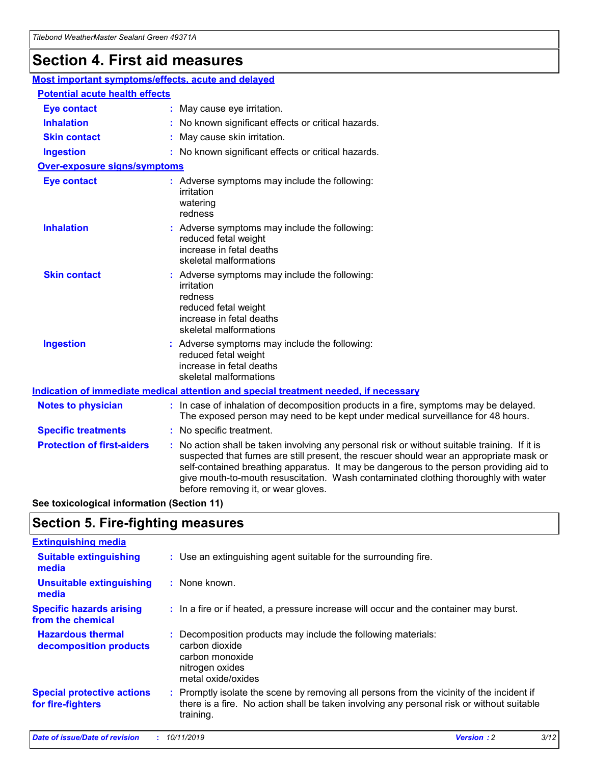# Section 4. First aid measures

## Most important symptoms/effects, acute and delayed

### Potential acute health effects

| | |
|---|---|
| **Eye contact** | May cause eye irritation. |
| **Inhalation** | No known significant effects or critical hazards. |
| **Skin contact** | May cause skin irritation. |
| **Ingestion** | No known significant effects or critical hazards. |

### Over-exposure signs/symptoms

| | |
|---|---|
| **Eye contact** | Adverse symptoms may include the following:<br>irritation<br>watering<br>redness |
| **Inhalation** | Adverse symptoms may include the following:<br>reduced fetal weight<br>increase in fetal deaths<br>skeletal malformations |
| **Skin contact** | Adverse symptoms may include the following:<br>irritation<br>redness<br>reduced fetal weight<br>increase in fetal deaths<br>skeletal malformations |
| **Ingestion** | Adverse symptoms may include the following:<br>reduced fetal weight<br>increase in fetal deaths<br>skeletal malformations |

## Indication of immediate medical attention and special treatment needed, if necessary

| | |
|---|---|
| **Notes to physician** | In case of inhalation of decomposition products in a fire, symptoms may be delayed. The exposed person may need to be kept under medical surveillance for 48 hours. |
| **Specific treatments** | No specific treatment. |
| **Protection of first-aiders** | No action shall be taken involving any personal risk or without suitable training. If it is suspected that fumes are still present, the rescuer should wear an appropriate mask or self-contained breathing apparatus. It may be dangerous to the person providing aid to give mouth-to-mouth resuscitation. Wash contaminated clothing thoroughly with water before removing it, or wear gloves. |

**See toxicological information (Section 11)**

# Section 5. Fire-fighting measures

## Extinguishing media

| | |
|---|---|
| **Suitable extinguishing media** | Use an extinguishing agent suitable for the surrounding fire. |
| **Unsuitable extinguishing media** | None known. |
| **Specific hazards arising from the chemical** | In a fire or if heated, a pressure increase will occur and the container may burst. |
| **Hazardous thermal decomposition products** | Decomposition products may include the following materials:<br>carbon dioxide<br>carbon monoxide<br>nitrogen oxides<br>metal oxide/oxides |
| **Special protective actions for fire-fighters** | Promptly isolate the scene by removing all persons from the vicinity of the incident if there is a fire. No action shall be taken involving any personal risk or without suitable training. |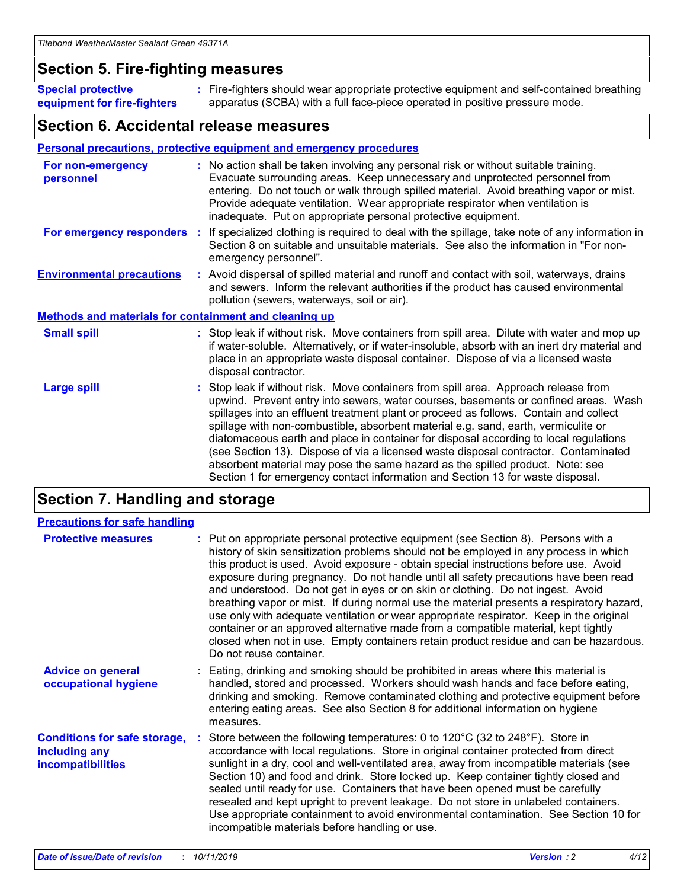## Section 5. Fire-fighting measures

**Special protective equipment for fire-fighters** : Fire-fighters should wear appropriate protective equipment and self-contained breathing apparatus (SCBA) with a full face-piece operated in positive pressure mode.

## Section 6. Accidental release measures

### Personal precautions, protective equipment and emergency procedures

**For non-emergency personnel** : No action shall be taken involving any personal risk or without suitable training. Evacuate surrounding areas. Keep unnecessary and unprotected personnel from entering. Do not touch or walk through spilled material. Avoid breathing vapor or mist. Provide adequate ventilation. Wear appropriate respirator when ventilation is inadequate. Put on appropriate personal protective equipment.

**For emergency responders** : If specialized clothing is required to deal with the spillage, take note of any information in Section 8 on suitable and unsuitable materials. See also the information in "For non-emergency personnel".

**Environmental precautions** : Avoid dispersal of spilled material and runoff and contact with soil, waterways, drains and sewers. Inform the relevant authorities if the product has caused environmental pollution (sewers, waterways, soil or air).

### Methods and materials for containment and cleaning up

**Small spill** : Stop leak if without risk. Move containers from spill area. Dilute with water and mop up if water-soluble. Alternatively, or if water-insoluble, absorb with an inert dry material and place in an appropriate waste disposal container. Dispose of via a licensed waste disposal contractor.

**Large spill** : Stop leak if without risk. Move containers from spill area. Approach release from upwind. Prevent entry into sewers, water courses, basements or confined areas. Wash spillages into an effluent treatment plant or proceed as follows. Contain and collect spillage with non-combustible, absorbent material e.g. sand, earth, vermiculite or diatomaceous earth and place in container for disposal according to local regulations (see Section 13). Dispose of via a licensed waste disposal contractor. Contaminated absorbent material may pose the same hazard as the spilled product. Note: see Section 1 for emergency contact information and Section 13 for waste disposal.

## Section 7. Handling and storage

### Precautions for safe handling

**Protective measures** : Put on appropriate personal protective equipment (see Section 8). Persons with a history of skin sensitization problems should not be employed in any process in which this product is used. Avoid exposure - obtain special instructions before use. Avoid exposure during pregnancy. Do not handle until all safety precautions have been read and understood. Do not get in eyes or on skin or clothing. Do not ingest. Avoid breathing vapor or mist. If during normal use the material presents a respiratory hazard, use only with adequate ventilation or wear appropriate respirator. Keep in the original container or an approved alternative made from a compatible material, kept tightly closed when not in use. Empty containers retain product residue and can be hazardous. Do not reuse container.

**Advice on general occupational hygiene** : Eating, drinking and smoking should be prohibited in areas where this material is handled, stored and processed. Workers should wash hands and face before eating, drinking and smoking. Remove contaminated clothing and protective equipment before entering eating areas. See also Section 8 for additional information on hygiene measures.

**Conditions for safe storage, including any incompatibilities** : Store between the following temperatures: 0 to 120°C (32 to 248°F). Store in accordance with local regulations. Store in original container protected from direct sunlight in a dry, cool and well-ventilated area, away from incompatible materials (see Section 10) and food and drink. Store locked up. Keep container tightly closed and sealed until ready for use. Containers that have been opened must be carefully resealed and kept upright to prevent leakage. Do not store in unlabeled containers. Use appropriate containment to avoid environmental contamination. See Section 10 for incompatible materials before handling or use.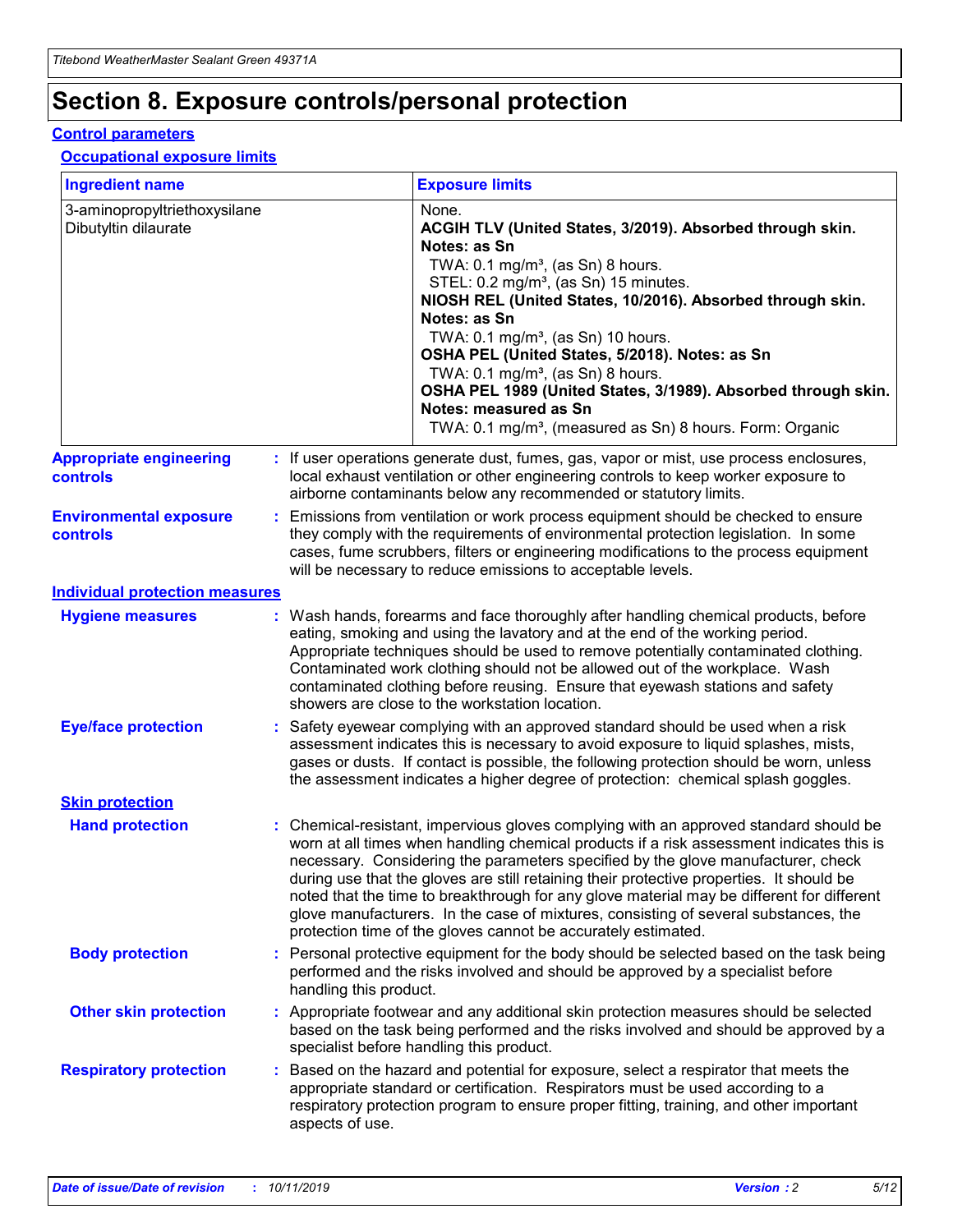# Section 8. Exposure controls/personal protection

## Control parameters

### Occupational exposure limits

| Ingredient name | Exposure limits |
|---|---|
| 3-aminopropyltriethoxysilane<br>Dibutyltin dilaurate | None.<br>**ACGIH TLV (United States, 3/2019). Absorbed through skin. Notes: as Sn**<br>TWA: 0.1 mg/m³, (as Sn) 8 hours.<br>STEL: 0.2 mg/m³, (as Sn) 15 minutes.<br>**NIOSH REL (United States, 10/2016). Absorbed through skin. Notes: as Sn**<br>TWA: 0.1 mg/m³, (as Sn) 10 hours.<br>**OSHA PEL (United States, 5/2018). Notes: as Sn**<br>TWA: 0.1 mg/m³, (as Sn) 8 hours.<br>**OSHA PEL 1989 (United States, 3/1989). Absorbed through skin. Notes: measured as Sn**<br>TWA: 0.1 mg/m³, (measured as Sn) 8 hours. Form: Organic |

**Appropriate engineering controls** : If user operations generate dust, fumes, gas, vapor or mist, use process enclosures, local exhaust ventilation or other engineering controls to keep worker exposure to airborne contaminants below any recommended or statutory limits.

**Environmental exposure controls** : Emissions from ventilation or work process equipment should be checked to ensure they comply with the requirements of environmental protection legislation. In some cases, fume scrubbers, filters or engineering modifications to the process equipment will be necessary to reduce emissions to acceptable levels.

## Individual protection measures

**Hygiene measures** : Wash hands, forearms and face thoroughly after handling chemical products, before eating, smoking and using the lavatory and at the end of the working period. Appropriate techniques should be used to remove potentially contaminated clothing. Contaminated work clothing should not be allowed out of the workplace. Wash contaminated clothing before reusing. Ensure that eyewash stations and safety showers are close to the workstation location.

**Eye/face protection** : Safety eyewear complying with an approved standard should be used when a risk assessment indicates this is necessary to avoid exposure to liquid splashes, mists, gases or dusts. If contact is possible, the following protection should be worn, unless the assessment indicates a higher degree of protection: chemical splash goggles.

### Skin protection

**Hand protection** : Chemical-resistant, impervious gloves complying with an approved standard should be worn at all times when handling chemical products if a risk assessment indicates this is necessary. Considering the parameters specified by the glove manufacturer, check during use that the gloves are still retaining their protective properties. It should be noted that the time to breakthrough for any glove material may be different for different glove manufacturers. In the case of mixtures, consisting of several substances, the protection time of the gloves cannot be accurately estimated.

**Body protection** : Personal protective equipment for the body should be selected based on the task being performed and the risks involved and should be approved by a specialist before handling this product.

**Other skin protection** : Appropriate footwear and any additional skin protection measures should be selected based on the task being performed and the risks involved and should be approved by a specialist before handling this product.

**Respiratory protection** : Based on the hazard and potential for exposure, select a respirator that meets the appropriate standard or certification. Respirators must be used according to a respiratory protection program to ensure proper fitting, training, and other important aspects of use.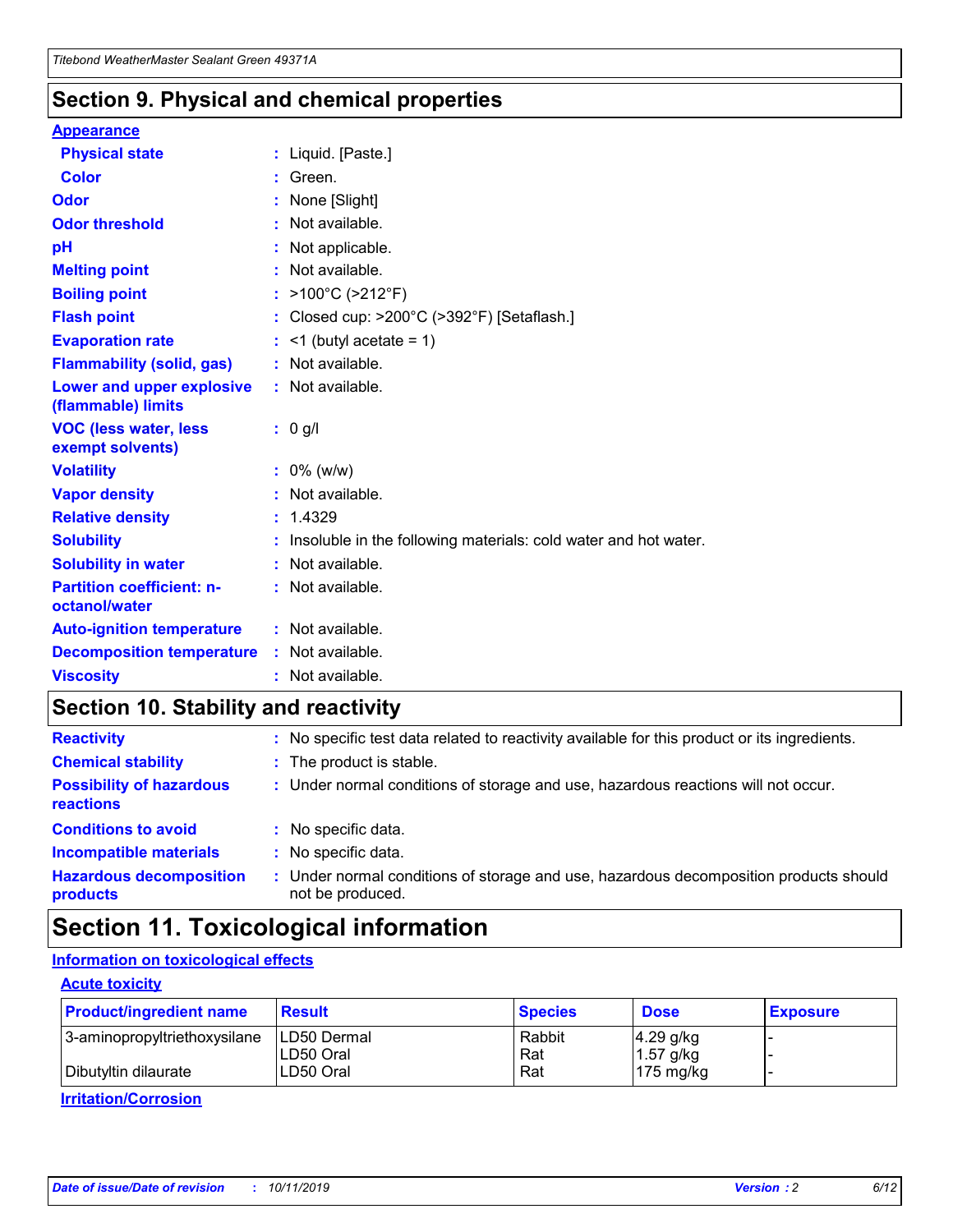## Section 9. Physical and chemical properties

**Appearance**

| | |
|---|---|
| **Physical state** | : Liquid. [Paste.] |
| **Color** | : Green. |
| **Odor** | : None [Slight] |
| **Odor threshold** | : Not available. |
| **pH** | : Not applicable. |
| **Melting point** | : Not available. |
| **Boiling point** | : >100°C (>212°F) |
| **Flash point** | : Closed cup: >200°C (>392°F) [Setaflash.] |
| **Evaporation rate** | : <1 (butyl acetate = 1) |
| **Flammability (solid, gas)** | : Not available. |
| **Lower and upper explosive (flammable) limits** | : Not available. |
| **VOC (less water, less exempt solvents)** | : 0 g/l |
| **Volatility** | : 0% (w/w) |
| **Vapor density** | : Not available. |
| **Relative density** | : 1.4329 |
| **Solubility** | : Insoluble in the following materials: cold water and hot water. |
| **Solubility in water** | : Not available. |
| **Partition coefficient: n-octanol/water** | : Not available. |
| **Auto-ignition temperature** | : Not available. |
| **Decomposition temperature** | : Not available. |
| **Viscosity** | : Not available. |

## Section 10. Stability and reactivity

| | |
|---|---|
| **Reactivity** | : No specific test data related to reactivity available for this product or its ingredients. |
| **Chemical stability** | : The product is stable. |
| **Possibility of hazardous reactions** | : Under normal conditions of storage and use, hazardous reactions will not occur. |
| **Conditions to avoid** | : No specific data. |
| **Incompatible materials** | : No specific data. |
| **Hazardous decomposition products** | : Under normal conditions of storage and use, hazardous decomposition products should not be produced. |

## Section 11. Toxicological information

**Information on toxicological effects**

**Acute toxicity**

| Product/ingredient name | Result | Species | Dose | Exposure |
|---|---|---|---|---|
| 3-aminopropyltriethoxysilane | LD50 Dermal | Rabbit | 4.29 g/kg | - |
| | LD50 Oral | Rat | 1.57 g/kg | - |
| Dibutyltin dilaurate | LD50 Oral | Rat | 175 mg/kg | - |

**Irritation/Corrosion**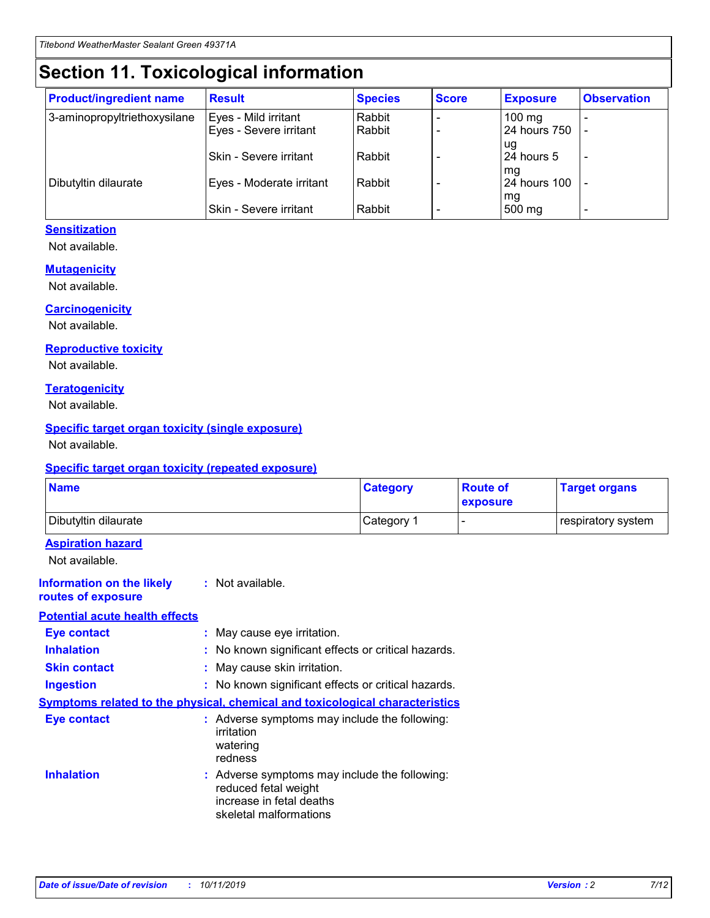# Section 11. Toxicological information

| Product/ingredient name | Result | Species | Score | Exposure | Observation |
|---|---|---|---|---|---|
| 3-aminopropyltriethoxysilane | Eyes - Mild irritant | Rabbit | - | 100 mg | - |
| | Eyes - Severe irritant | Rabbit | - | 24 hours 750 ug | - |
| | Skin - Severe irritant | Rabbit | - | 24 hours 5 mg | - |
| Dibutyltin dilaurate | Eyes - Moderate irritant | Rabbit | - | 24 hours 100 mg | - |
| | Skin - Severe irritant | Rabbit | - | 500 mg | - |

### Sensitization

Not available.

### Mutagenicity

Not available.

### Carcinogenicity

Not available.

### Reproductive toxicity

Not available.

### Teratogenicity

Not available.

### Specific target organ toxicity (single exposure)

Not available.

### Specific target organ toxicity (repeated exposure)

| Name | Category | Route of exposure | Target organs |
|---|---|---|---|
| Dibutyltin dilaurate | Category 1 | - | respiratory system |

### Aspiration hazard

Not available.

**Information on the likely routes of exposure** : Not available.

### Potential acute health effects

**Eye contact** : May cause eye irritation.

**Inhalation** : No known significant effects or critical hazards.

**Skin contact** : May cause skin irritation.

**Ingestion** : No known significant effects or critical hazards.

### Symptoms related to the physical, chemical and toxicological characteristics

**Eye contact** : Adverse symptoms may include the following:
irritation
watering
redness

**Inhalation** : Adverse symptoms may include the following:
reduced fetal weight
increase in fetal deaths
skeletal malformations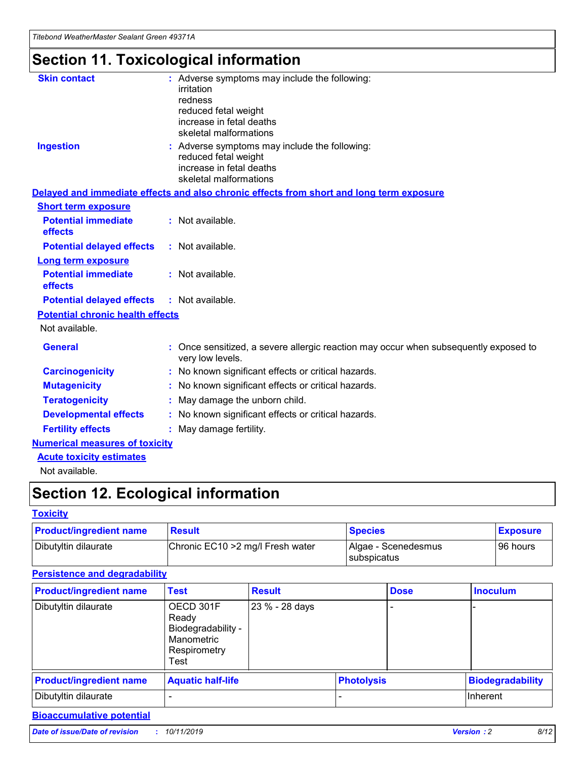# Section 11. Toxicological information

**Skin contact** : Adverse symptoms may include the following:
irritation
redness
reduced fetal weight
increase in fetal deaths
skeletal malformations

**Ingestion** : Adverse symptoms may include the following:
reduced fetal weight
increase in fetal deaths
skeletal malformations

## Delayed and immediate effects and also chronic effects from short and long term exposure

### Short term exposure

**Potential immediate effects** : Not available.

**Potential delayed effects** : Not available.

### Long term exposure

**Potential immediate effects** : Not available.

**Potential delayed effects** : Not available.

### Potential chronic health effects

Not available.

**General** : Once sensitized, a severe allergic reaction may occur when subsequently exposed to very low levels.

**Carcinogenicity** : No known significant effects or critical hazards.

**Mutagenicity** : No known significant effects or critical hazards.

**Teratogenicity** : May damage the unborn child.

**Developmental effects** : No known significant effects or critical hazards.

**Fertility effects** : May damage fertility.

## Numerical measures of toxicity

### Acute toxicity estimates

Not available.

# Section 12. Ecological information

## Toxicity

| Product/ingredient name | Result | Species | Exposure |
|---|---|---|---|
| Dibutyltin dilaurate | Chronic EC10 >2 mg/l Fresh water | Algae - Scenedesmus subspicatus | 96 hours |

## Persistence and degradability

| Product/ingredient name | Test | Result | Dose | Inoculum |
|---|---|---|---|---|
| Dibutyltin dilaurate | OECD 301F Ready Biodegradability - Manometric Respirometry Test | 23 % - 28 days | - | - |

| Product/ingredient name | Aquatic half-life | Photolysis | Biodegradability |
|---|---|---|---|
| Dibutyltin dilaurate | - | - | Inherent |

## Bioaccumulative potential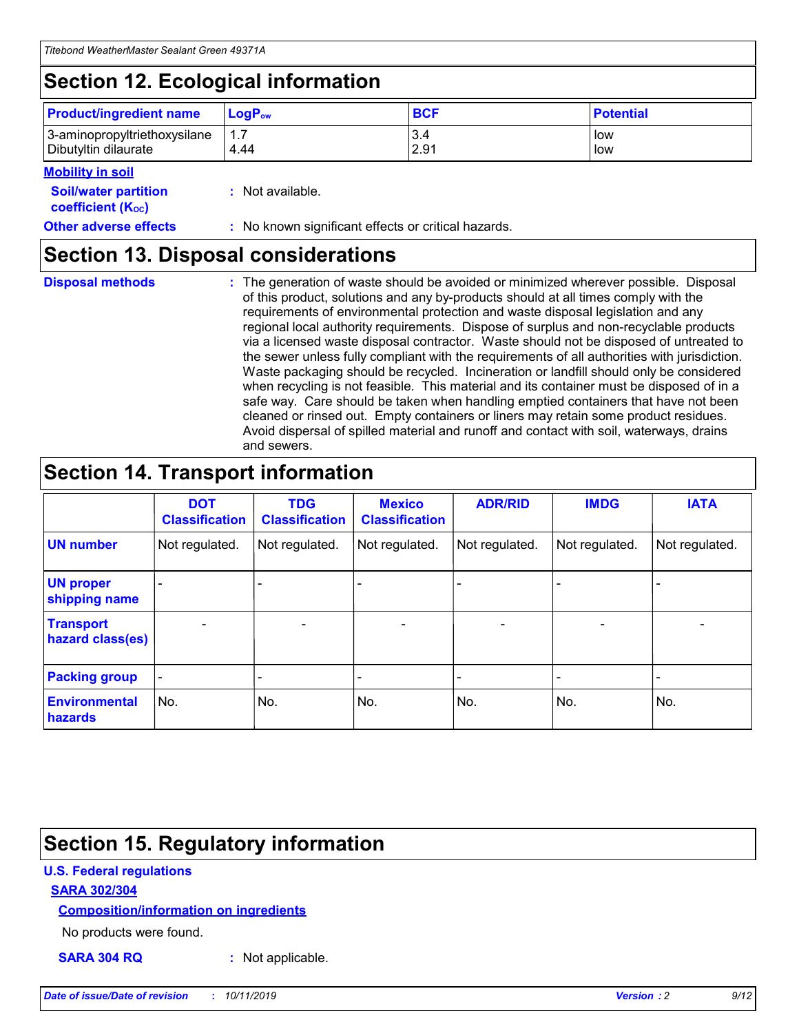## Section 12. Ecological information

| Product/ingredient name | $LogP_{ow}$ | BCF | Potential |
|---|---|---|---|
| 3-aminopropyltriethoxysilane | 1.7 | 3.4 | low |
| Dibutyltin dilaurate | 4.44 | 2.91 | low |

**Mobility in soil**

**Soil/water partition coefficient ($K_{OC}$)** : Not available.

**Other adverse effects** : No known significant effects or critical hazards.

## Section 13. Disposal considerations

**Disposal methods** : The generation of waste should be avoided or minimized wherever possible. Disposal of this product, solutions and any by-products should at all times comply with the requirements of environmental protection and waste disposal legislation and any regional local authority requirements. Dispose of surplus and non-recyclable products via a licensed waste disposal contractor. Waste should not be disposed of untreated to the sewer unless fully compliant with the requirements of all authorities with jurisdiction. Waste packaging should be recycled. Incineration or landfill should only be considered when recycling is not feasible. This material and its container must be disposed of in a safe way. Care should be taken when handling emptied containers that have not been cleaned or rinsed out. Empty containers or liners may retain some product residues. Avoid dispersal of spilled material and runoff and contact with soil, waterways, drains and sewers.

## Section 14. Transport information

| | DOT Classification | TDG Classification | Mexico Classification | ADR/RID | IMDG | IATA |
|---|---|---|---|---|---|---|
| UN number | Not regulated. | Not regulated. | Not regulated. | Not regulated. | Not regulated. | Not regulated. |
| UN proper shipping name | - | - | - | - | - | - |
| Transport hazard class(es) | - | - | - | - | - | - |
| Packing group | - | - | - | - | - | - |
| Environmental hazards | No. | No. | No. | No. | No. | No. |

## Section 15. Regulatory information

**U.S. Federal regulations**

**SARA 302/304**

**Composition/information on ingredients**

No products were found.

**SARA 304 RQ** : Not applicable.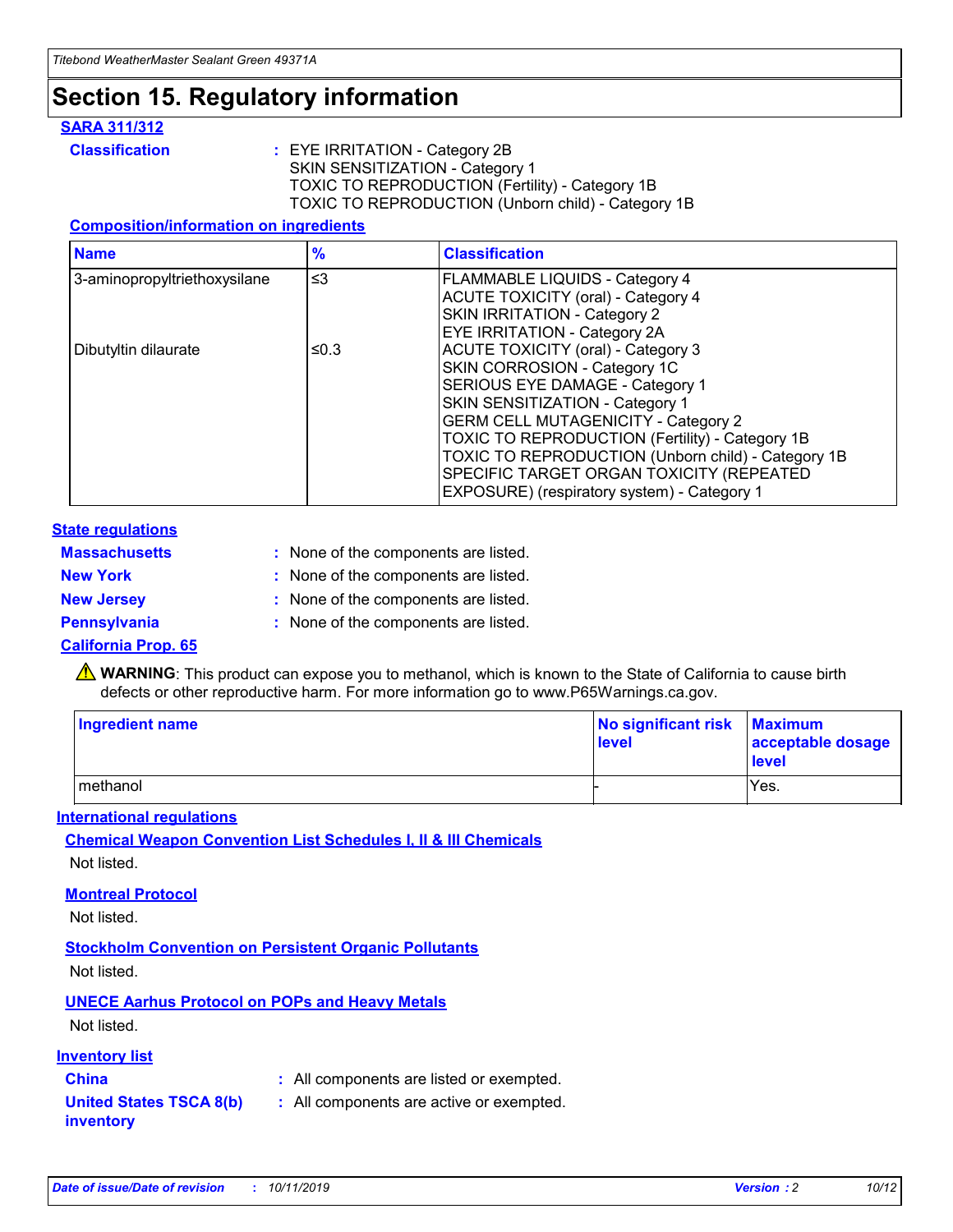# Section 15. Regulatory information

## SARA 311/312

**Classification** : EYE IRRITATION - Category 2B
SKIN SENSITIZATION - Category 1
TOXIC TO REPRODUCTION (Fertility) - Category 1B
TOXIC TO REPRODUCTION (Unborn child) - Category 1B

### Composition/information on ingredients

| Name | % | Classification |
|---|---|---|
| 3-aminopropyltriethoxysilane | ≤3 | FLAMMABLE LIQUIDS - Category 4<br>ACUTE TOXICITY (oral) - Category 4<br>SKIN IRRITATION - Category 2<br>EYE IRRITATION - Category 2A |
| Dibutyltin dilaurate | ≤0.3 | ACUTE TOXICITY (oral) - Category 3<br>SKIN CORROSION - Category 1C<br>SERIOUS EYE DAMAGE - Category 1<br>SKIN SENSITIZATION - Category 1<br>GERM CELL MUTAGENICITY - Category 2<br>TOXIC TO REPRODUCTION (Fertility) - Category 1B<br>TOXIC TO REPRODUCTION (Unborn child) - Category 1B<br>SPECIFIC TARGET ORGAN TOXICITY (REPEATED EXPOSURE) (respiratory system) - Category 1 |

## State regulations

**Massachusetts** : None of the components are listed.

**New York** : None of the components are listed.

**New Jersey** : None of the components are listed.

**Pennsylvania** : None of the components are listed.

### California Prop. 65

⚠ **WARNING**: This product can expose you to methanol, which is known to the State of California to cause birth defects or other reproductive harm. For more information go to www.P65Warnings.ca.gov.

| Ingredient name | No significant risk level | Maximum acceptable dosage level |
|---|---|---|
| methanol | - | Yes. |

## International regulations

### Chemical Weapon Convention List Schedules I, II & III Chemicals

Not listed.

### Montreal Protocol

Not listed.

### Stockholm Convention on Persistent Organic Pollutants

Not listed.

### UNECE Aarhus Protocol on POPs and Heavy Metals

Not listed.

## Inventory list

**China** : All components are listed or exempted.

**United States TSCA 8(b) inventory** : All components are active or exempted.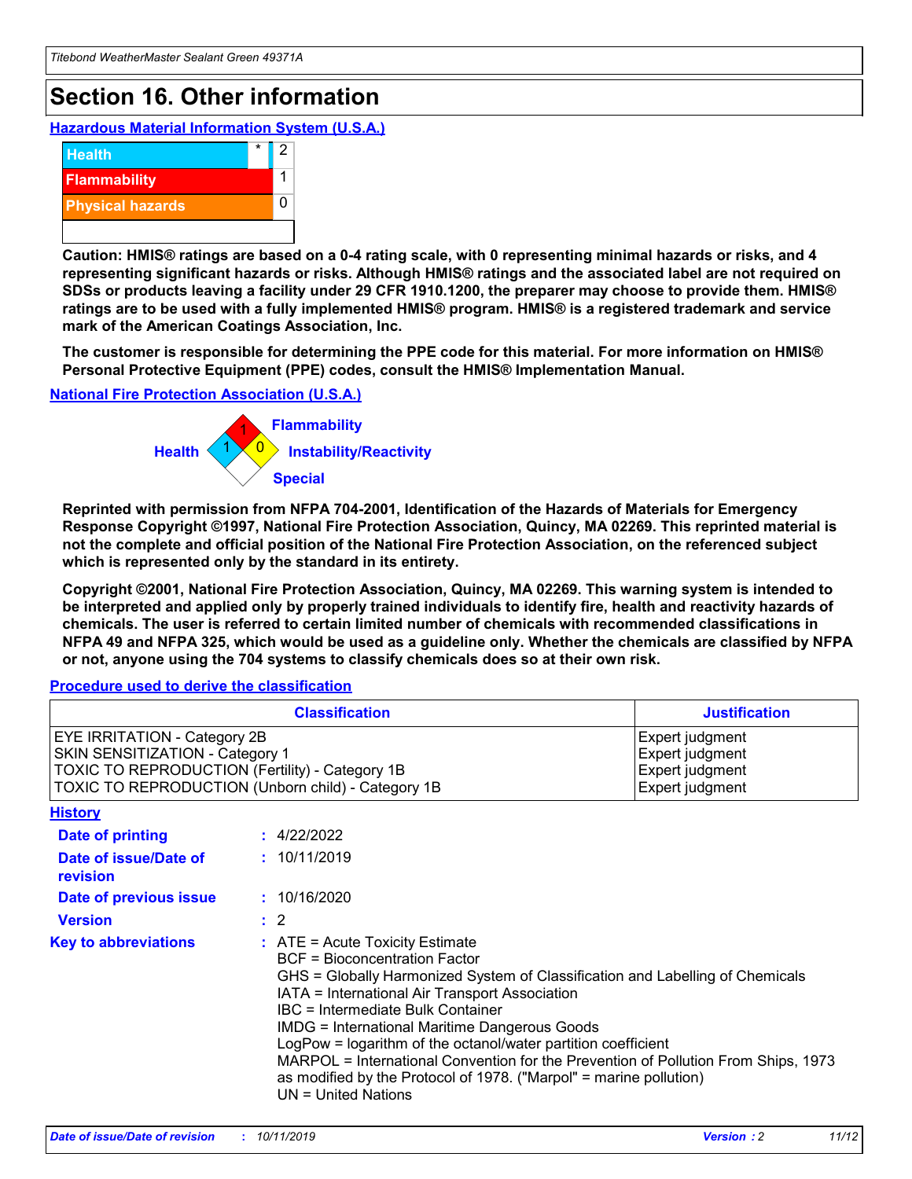# Section 16. Other information

## Hazardous Material Information System (U.S.A.)

| | | |
|---|---|---|
| Health | * | 2 |
| Flammability | | 1 |
| Physical hazards | | 0 |

**Caution: HMIS® ratings are based on a 0-4 rating scale, with 0 representing minimal hazards or risks, and 4 representing significant hazards or risks. Although HMIS® ratings and the associated label are not required on SDSs or products leaving a facility under 29 CFR 1910.1200, the preparer may choose to provide them. HMIS® ratings are to be used with a fully implemented HMIS® program. HMIS® is a registered trademark and service mark of the American Coatings Association, Inc.**

**The customer is responsible for determining the PPE code for this material. For more information on HMIS® Personal Protective Equipment (PPE) codes, consult the HMIS® Implementation Manual.**

## National Fire Protection Association (U.S.A.)

Health: 1
Flammability: 1
Instability/Reactivity: 0
Special:

**Reprinted with permission from NFPA 704-2001, Identification of the Hazards of Materials for Emergency Response Copyright ©1997, National Fire Protection Association, Quincy, MA 02269. This reprinted material is not the complete and official position of the National Fire Protection Association, on the referenced subject which is represented only by the standard in its entirety.**

**Copyright ©2001, National Fire Protection Association, Quincy, MA 02269. This warning system is intended to be interpreted and applied only by properly trained individuals to identify fire, health and reactivity hazards of chemicals. The user is referred to certain limited number of chemicals with recommended classifications in NFPA 49 and NFPA 325, which would be used as a guideline only. Whether the chemicals are classified by NFPA or not, anyone using the 704 systems to classify chemicals does so at their own risk.**

## Procedure used to derive the classification

| Classification | Justification |
|---|---|
| EYE IRRITATION - Category 2B | Expert judgment |
| SKIN SENSITIZATION - Category 1 | Expert judgment |
| TOXIC TO REPRODUCTION (Fertility) - Category 1B | Expert judgment |
| TOXIC TO REPRODUCTION (Unborn child) - Category 1B | Expert judgment |

## History

**Date of printing** : 4/22/2022

**Date of issue/Date of revision** : 10/11/2019

**Date of previous issue** : 10/16/2020

**Version** : 2

**Key to abbreviations** :
ATE = Acute Toxicity Estimate
BCF = Bioconcentration Factor
GHS = Globally Harmonized System of Classification and Labelling of Chemicals
IATA = International Air Transport Association
IBC = Intermediate Bulk Container
IMDG = International Maritime Dangerous Goods
LogPow = logarithm of the octanol/water partition coefficient
MARPOL = International Convention for the Prevention of Pollution From Ships, 1973 as modified by the Protocol of 1978. ("Marpol" = marine pollution)
UN = United Nations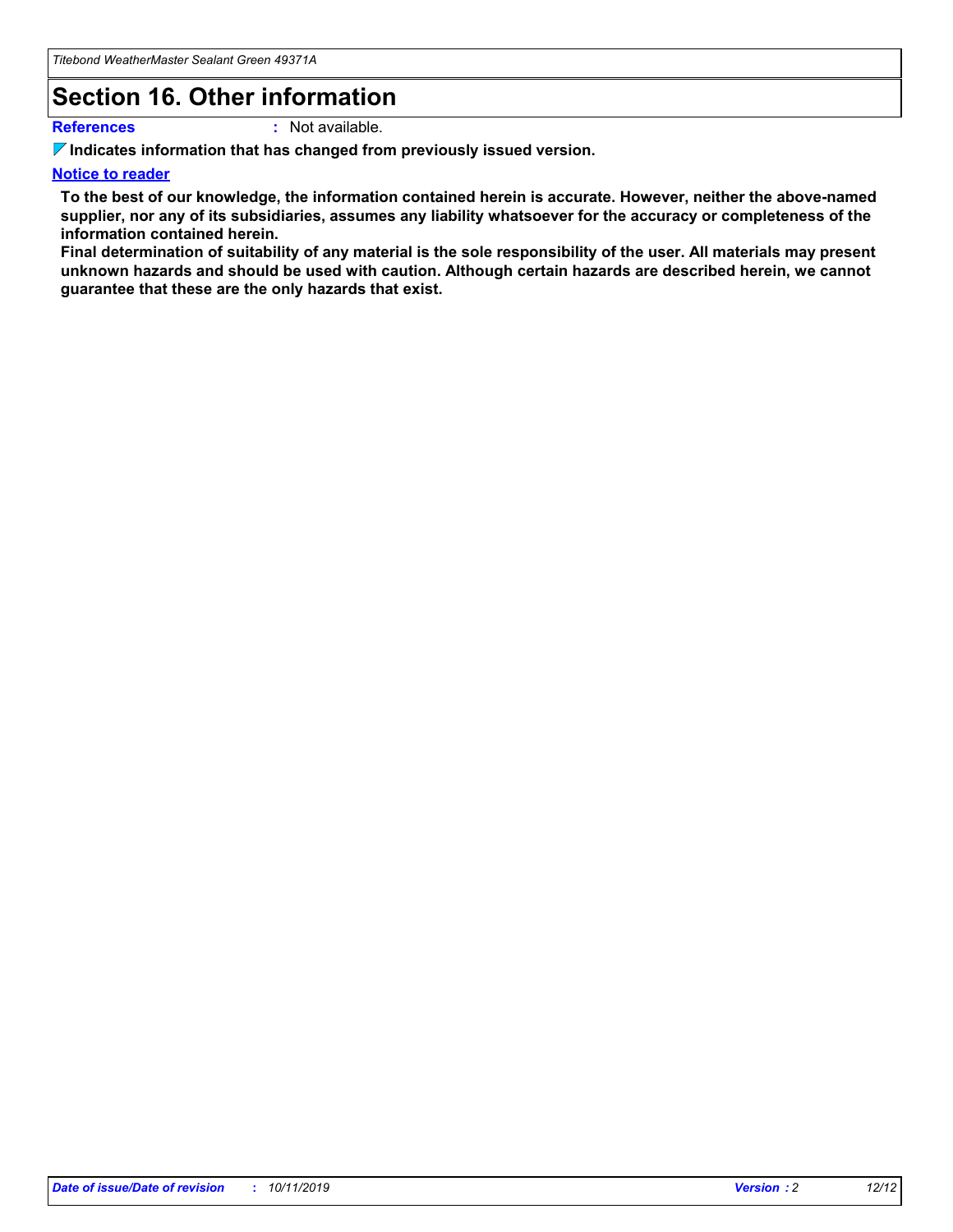# Section 16. Other information

**References** : Not available.

**Indicates information that has changed from previously issued version.**

**Notice to reader**

**To the best of our knowledge, the information contained herein is accurate. However, neither the above-named supplier, nor any of its subsidiaries, assumes any liability whatsoever for the accuracy or completeness of the information contained herein.**

**Final determination of suitability of any material is the sole responsibility of the user. All materials may present unknown hazards and should be used with caution. Although certain hazards are described herein, we cannot guarantee that these are the only hazards that exist.**